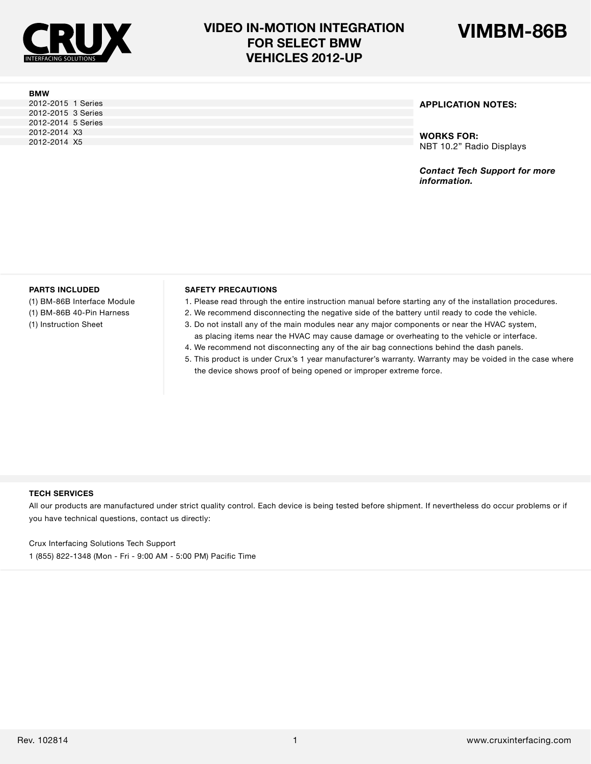CRUX INTERFACING SOLUTIONS

# VIDEO IN-MOTION INTEGRATION FOR SELECT BMW VEHICLES 2012-UP

# VIMBM-86B

**BMW**

2012-2015 1 Series
2012-2015 3 Series
2012-2014 5 Series
2012-2014 X3
2012-2014 X5

**APPLICATION NOTES:**

**WORKS FOR:**
NBT 10.2” Radio Displays

***Contact Tech Support for more information.***

**PARTS INCLUDED**

(1) BM-86B Interface Module
(1) BM-86B 40-Pin Harness
(1) Instruction Sheet

**SAFETY PRECAUTIONS**

1. Please read through the entire instruction manual before starting any of the installation procedures.
2. We recommend disconnecting the negative side of the battery until ready to code the vehicle.
3. Do not install any of the main modules near any major components or near the HVAC system, as placing items near the HVAC may cause damage or overheating to the vehicle or interface.
4. We recommend not disconnecting any of the air bag connections behind the dash panels.
5. This product is under Crux’s 1 year manufacturer’s warranty. Warranty may be voided in the case where the device shows proof of being opened or improper extreme force.

**TECH SERVICES**

All our products are manufactured under strict quality control. Each device is being tested before shipment. If nevertheless do occur problems or if you have technical questions, contact us directly:

Crux Interfacing Solutions Tech Support
1 (855) 822-1348 (Mon - Fri - 9:00 AM - 5:00 PM) Pacific Time

Rev. 102814

www.cruxinterfacing.com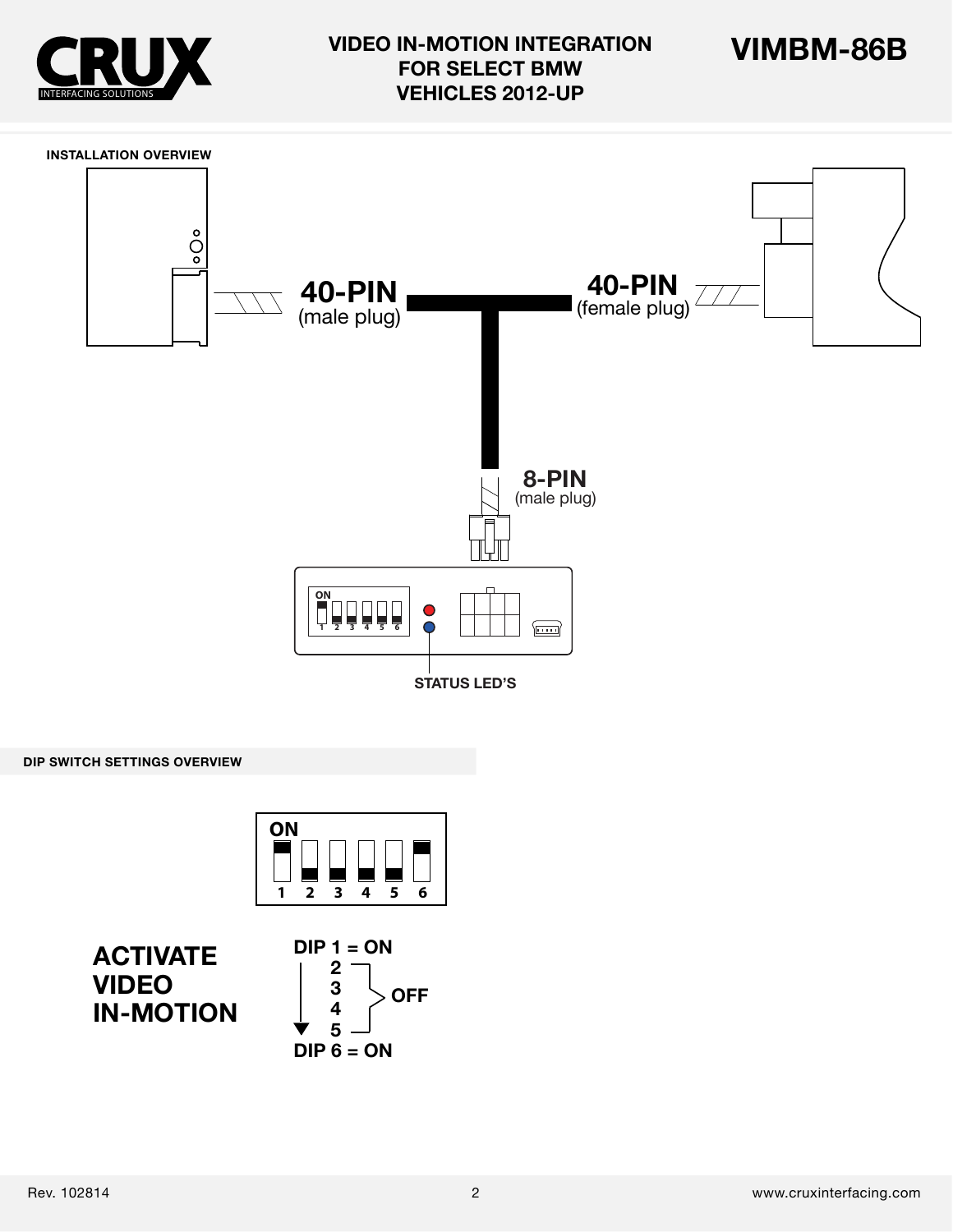# VIDEO IN-MOTION INTEGRATION FOR SELECT BMW VEHICLES 2012-UP

# VIMBM-86B

## INSTALLATION OVERVIEW

**40-PIN** (male plug)

**40-PIN** (female plug)

**8-PIN** (male plug)

ON

1 2 3 4 5 6

STATUS LED'S

## DIP SWITCH SETTINGS OVERVIEW

ON

1 2 3 4 5 6

**ACTIVATE VIDEO IN-MOTION**

**DIP 1 = ON**

**2, 3, 4, 5 OFF**

**DIP 6 = ON**

Rev. 102814

www.cruxinterfacing.com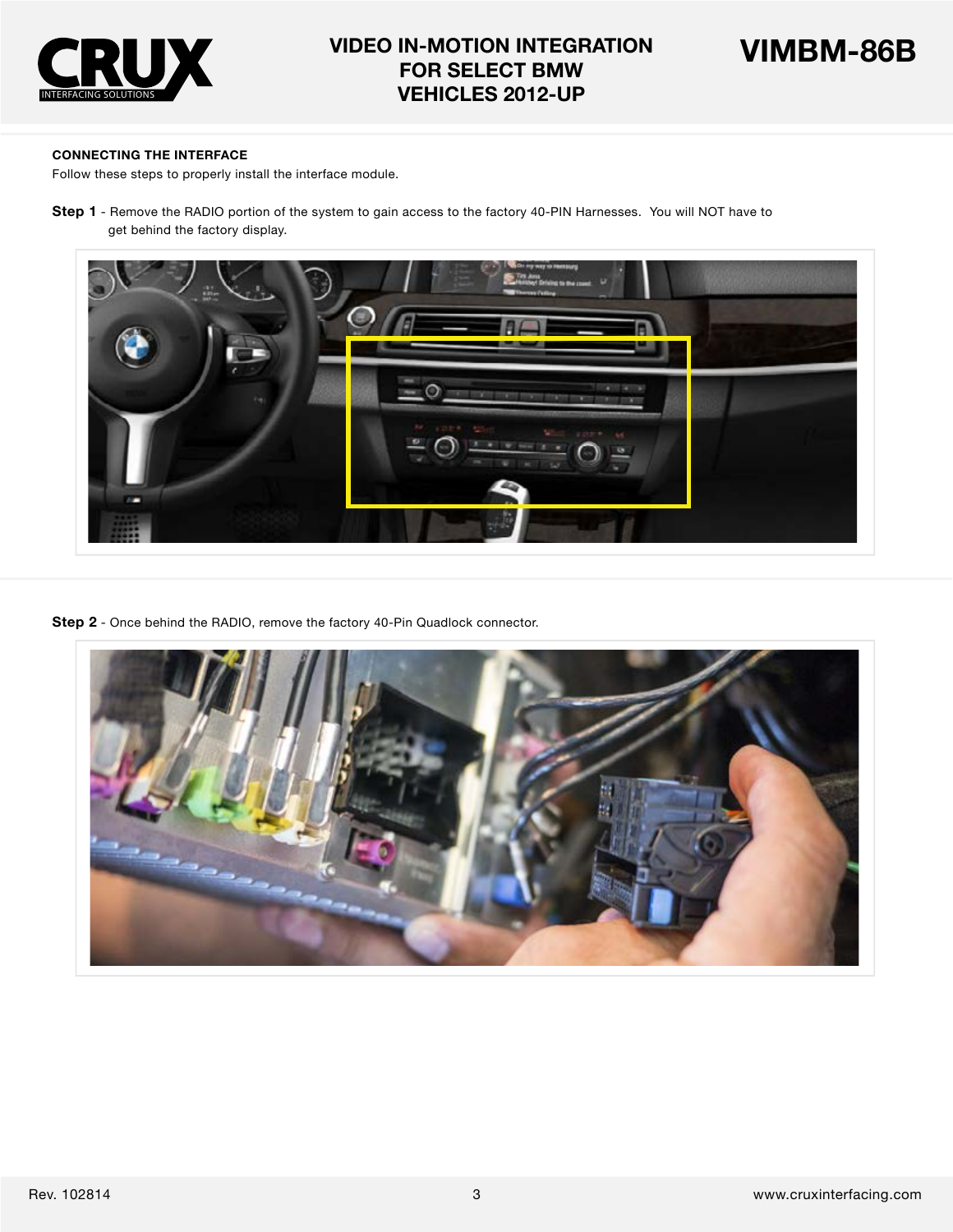#### CONNECTING THE INTERFACE

Follow these steps to properly install the interface module.

**Step 1** - Remove the RADIO portion of the system to gain access to the factory 40-PIN Harnesses. You will NOT have to get behind the factory display.

**Step 2** - Once behind the RADIO, remove the factory 40-Pin Quadlock connector.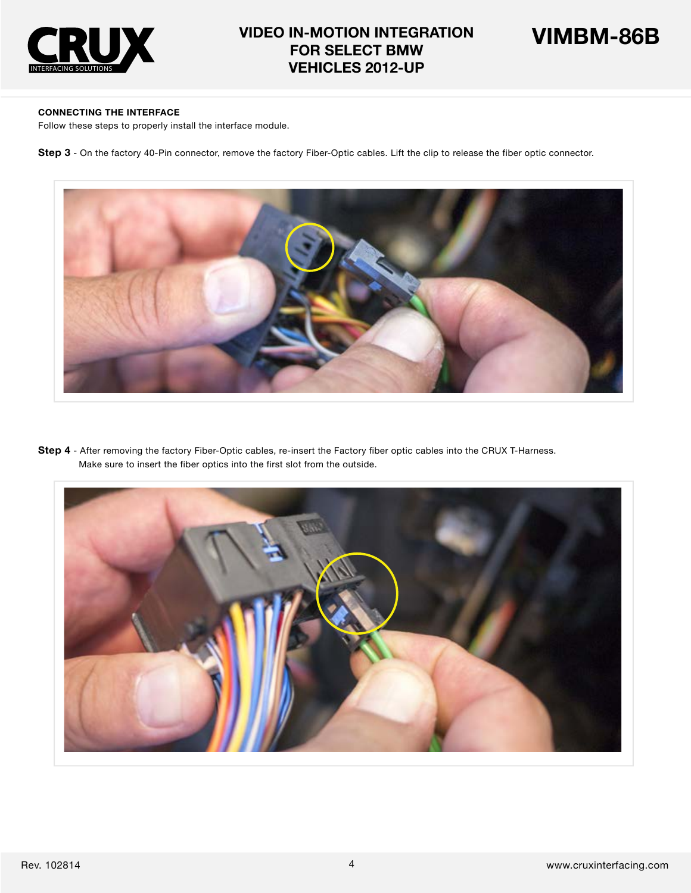## CONNECTING THE INTERFACE

Follow these steps to properly install the interface module.

**Step 3** - On the factory 40-Pin connector, remove the factory Fiber-Optic cables. Lift the clip to release the fiber optic connector.

**Step 4** - After removing the factory Fiber-Optic cables, re-insert the Factory fiber optic cables into the CRUX T-Harness. Make sure to insert the fiber optics into the first slot from the outside.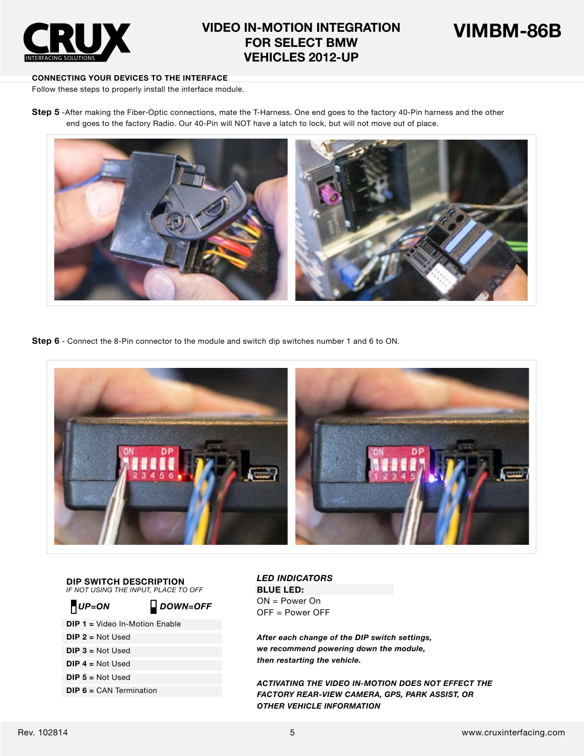## CONNECTING YOUR DEVICES TO THE INTERFACE

Follow these steps to properly install the interface module.

**Step 5** -After making the Fiber-Optic connections, mate the T-Harness. One end goes to the factory 40-Pin harness and the other end goes to the factory Radio. Our 40-Pin will NOT have a latch to lock, but will not move out of place.

**Step 6** - Connect the 8-Pin connector to the module and switch dip switches number 1 and 6 to ON.

### DIP SWITCH DESCRIPTION

*IF NOT USING THE INPUT, PLACE TO OFF*

***UP=ON*** ***DOWN=OFF***

**DIP 1** = Video In-Motion Enable
**DIP 2** = Not Used
**DIP 3** = Not Used
**DIP 4** = Not Used
**DIP 5** = Not Used
**DIP 6** = CAN Termination

### *LED INDICATORS*

**BLUE LED:**

ON = Power On
OFF = Power OFF

***After each change of the DIP switch settings, we recommend powering down the module, then restarting the vehicle.***

***ACTIVATING THE VIDEO IN-MOTION DOES NOT EFFECT THE FACTORY REAR-VIEW CAMERA, GPS, PARK ASSIST, OR OTHER VEHICLE INFORMATION***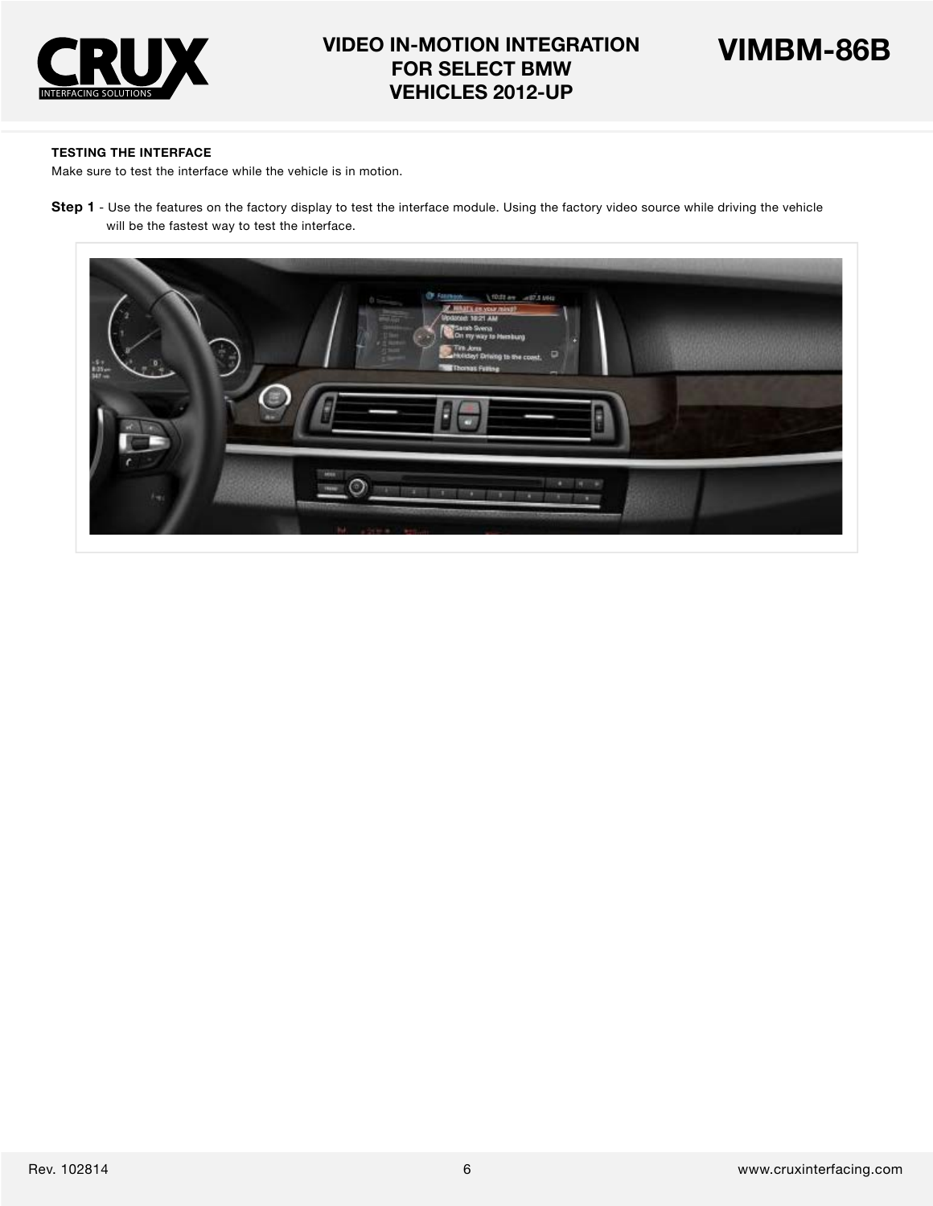### TESTING THE INTERFACE

Make sure to test the interface while the vehicle is in motion.

**Step 1** - Use the features on the factory display to test the interface module. Using the factory video source while driving the vehicle will be the fastest way to test the interface.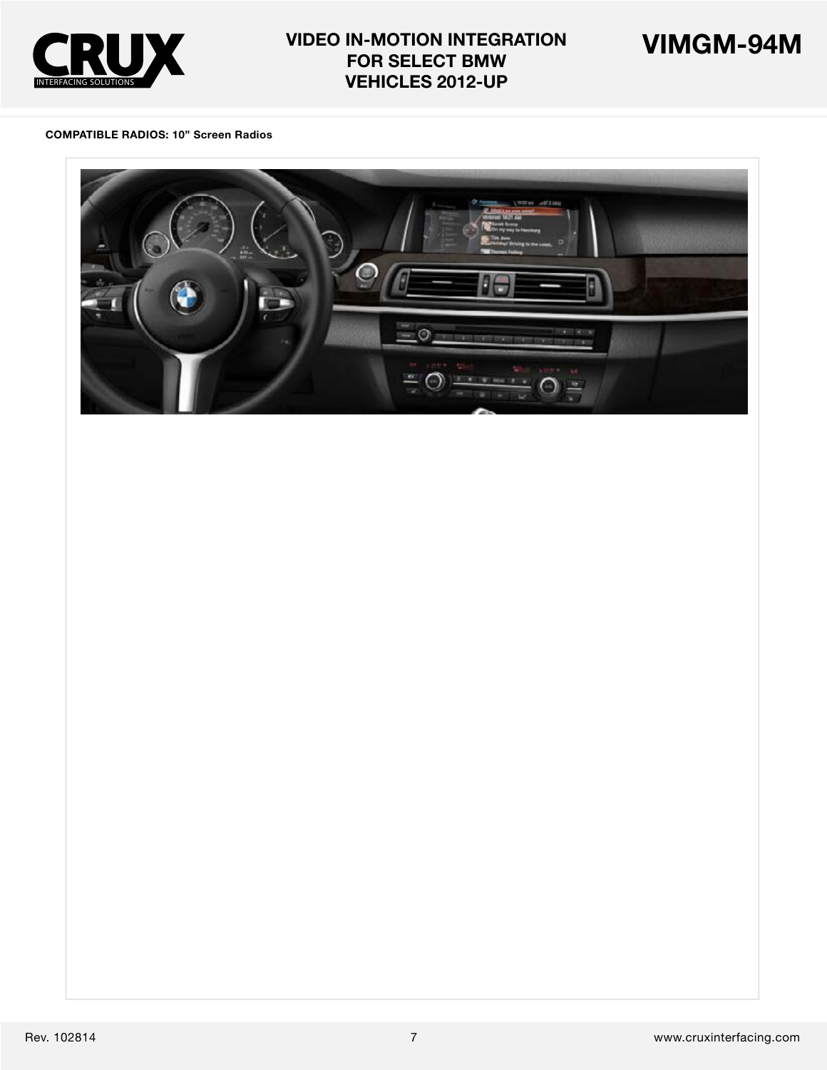**COMPATIBLE RADIOS: 10” Screen Radios**